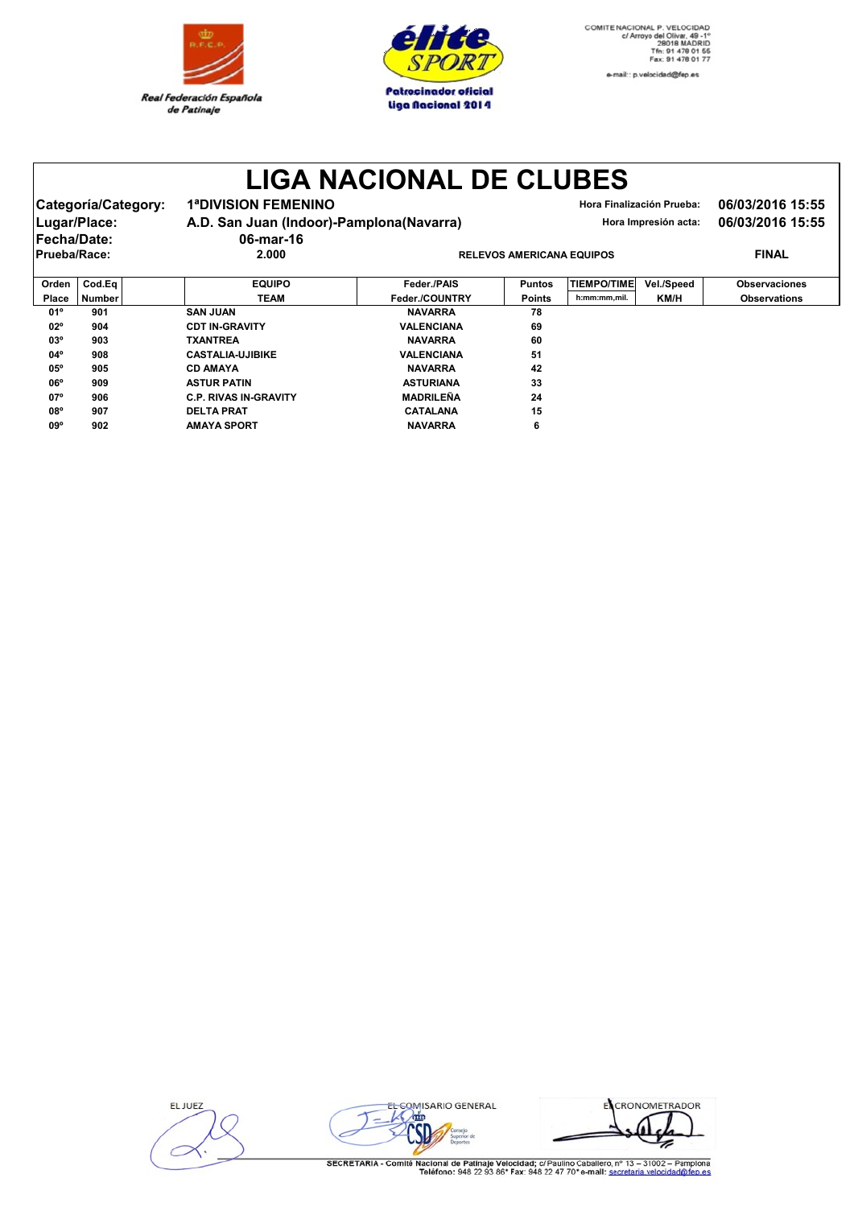Real Federación Española de Patinaje

élite SPORT
Patrocinador oficial
Liga Nacional 2014

COMITE NACIONAL P. VELOCIDAD
c/ Arroyo del Olivar, 49 -1º
28018 MADRID
Tfn: 91 478 01 55
Fax: 91 478 01 77
e-mail:: p.velocidad@fep.es

# LIGA NACIONAL DE CLUBES

**Categoría/Category:** 1ªDIVISION FEMENINO — **Hora Finalización Prueba:** 06/03/2016 15:55

**Lugar/Place:** A.D. San Juan (Indoor)-Pamplona(Navarra) — **Hora Impresión acta:** 06/03/2016 15:55

**Fecha/Date:** 06-mar-16

**Prueba/Race:** 2.000 — RELEVOS AMERICANA EQUIPOS — FINAL

| Orden Place | Cod.Eq Number | EQUIPO TEAM | Feder./PAIS Feder./COUNTRY | Puntos Points | TIEMPO/TIME h:mm:mm,mil. | Vel./Speed KM/H | Observaciones Observations |
|---|---|---|---|---|---|---|---|
| 01º | 901 | SAN JUAN | NAVARRA | 78 | | | |
| 02º | 904 | CDT IN-GRAVITY | VALENCIANA | 69 | | | |
| 03º | 903 | TXANTREA | NAVARRA | 60 | | | |
| 04º | 908 | CASTALIA-UJIBIKE | VALENCIANA | 51 | | | |
| 05º | 905 | CD AMAYA | NAVARRA | 42 | | | |
| 06º | 909 | ASTUR PATIN | ASTURIANA | 33 | | | |
| 07º | 906 | C.P. RIVAS IN-GRAVITY | MADRILEÑA | 24 | | | |
| 08º | 907 | DELTA PRAT | CATALANA | 15 | | | |
| 09º | 902 | AMAYA SPORT | NAVARRA | 6 | | | |

EL JUEZ — EL COMISARIO GENERAL — EL CRONOMETRADOR

SECRETARIA - Comité Nacional de Patinaje Velocidad; c/ Paulino Caballero, nº 13 – 31002 – Pamplona
Teléfono: 948 22 93 86* Fax: 948 22 47 70* e-mail: secretaria.velocidad@fep.es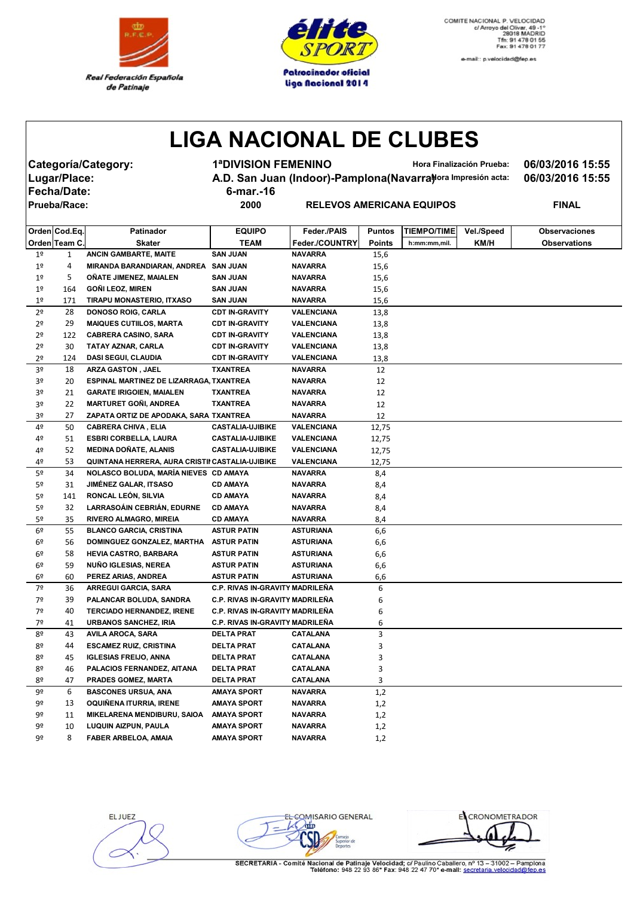Real Federación Española de Patinaje

Patrocinador oficial liga Nacional 2014

COMITE NACIONAL P. VELOCIDAD
c/ Arroyo del Olivar, 49 -1º
28018 MADRID
Tfn: 91 478 01 55
Fax: 91 478 01 77
e-mail: p.velocidad@fep.es

# LIGA NACIONAL DE CLUBES

| | | | |
|---|---|---|---|
| **Categoría/Category:** | **1ªDIVISION FEMENINO** | **Hora Finalización Prueba:** | **06/03/2016 15:55** |
| **Lugar/Place:** | **A.D. San Juan (Indoor)-Pamplona(Navarra)** | **Hora Impresión acta:** | **06/03/2016 15:55** |
| **Fecha/Date:** | **6-mar.-16** | | |
| **Prueba/Race:** | **2000** | **RELEVOS AMERICANA EQUIPOS** | **FINAL** |

| Orden / Orden | Cod.Eq. / Team C. | Patinador / Skater | EQUIPO / TEAM | Feder./PAIS / Feder./COUNTRY | Puntos / Points | TIEMPO/TIME h:mm:mm,mil. | Vel./Speed KM/H | Observaciones / Observations |
|---|---|---|---|---|---|---|---|---|
| 1º | 1 | ANCIN GAMBARTE, MAITE | SAN JUAN | NAVARRA | 15,6 | | | |
| 1º | 4 | MIRANDA BARANDIARAN, ANDREA | SAN JUAN | NAVARRA | 15,6 | | | |
| 1º | 5 | OÑATE JIMENEZ, MAIALEN | SAN JUAN | NAVARRA | 15,6 | | | |
| 1º | 164 | GOÑI LEOZ, MIREN | SAN JUAN | NAVARRA | 15,6 | | | |
| 1º | 171 | TIRAPU MONASTERIO, ITXASO | SAN JUAN | NAVARRA | 15,6 | | | |
| 2º | 28 | DONOSO ROIG, CARLA | CDT IN-GRAVITY | VALENCIANA | 13,8 | | | |
| 2º | 29 | MAIQUES CUTIILOS, MARTA | CDT IN-GRAVITY | VALENCIANA | 13,8 | | | |
| 2º | 122 | CABRERA CASINO, SARA | CDT IN-GRAVITY | VALENCIANA | 13,8 | | | |
| 2º | 30 | TATAY AZNAR, CARLA | CDT IN-GRAVITY | VALENCIANA | 13,8 | | | |
| 2º | 124 | DASI SEGUI, CLAUDIA | CDT IN-GRAVITY | VALENCIANA | 13,8 | | | |
| 3º | 18 | ARZA GASTON , JAEL | TXANTREA | NAVARRA | 12 | | | |
| 3º | 20 | ESPINAL MARTINEZ DE LIZARRAGA, | TXANTREA | NAVARRA | 12 | | | |
| 3º | 21 | GARATE IRIGOIEN, MAIALEN | TXANTREA | NAVARRA | 12 | | | |
| 3º | 22 | MARTURET GOÑI, ANDREA | TXANTREA | NAVARRA | 12 | | | |
| 3º | 27 | ZAPATA ORTIZ DE APODAKA, SARA | TXANTREA | NAVARRA | 12 | | | |
| 4º | 50 | CABRERA CHIVA , ELIA | CASTALIA-UJIBIKE | VALENCIANA | 12,75 | | | |
| 4º | 51 | ESBRI CORBELLA, LAURA | CASTALIA-UJIBIKE | VALENCIANA | 12,75 | | | |
| 4º | 52 | MEDINA DOÑATE, ALANIS | CASTALIA-UJIBIKE | VALENCIANA | 12,75 | | | |
| 4º | 53 | QUINTANA HERRERA, AURA CRISTII | CASTALIA-UJIBIKE | VALENCIANA | 12,75 | | | |
| 5º | 34 | NOLASCO BOLUDA, MARÍA NIEVES | CD AMAYA | NAVARRA | 8,4 | | | |
| 5º | 31 | JIMÉNEZ GALAR, ITSASO | CD AMAYA | NAVARRA | 8,4 | | | |
| 5º | 141 | RONCAL LEÓN, SILVIA | CD AMAYA | NAVARRA | 8,4 | | | |
| 5º | 32 | LARRASOÁIN CEBRIÁN, EDURNE | CD AMAYA | NAVARRA | 8,4 | | | |
| 5º | 35 | RIVERO ALMAGRO, MIREIA | CD AMAYA | NAVARRA | 8,4 | | | |
| 6º | 55 | BLANCO GARCIA, CRISTINA | ASTUR PATIN | ASTURIANA | 6,6 | | | |
| 6º | 56 | DOMINGUEZ GONZALEZ, MARTHA | ASTUR PATIN | ASTURIANA | 6,6 | | | |
| 6º | 58 | HEVIA CASTRO, BARBARA | ASTUR PATIN | ASTURIANA | 6,6 | | | |
| 6º | 59 | NUÑO IGLESIAS, NEREA | ASTUR PATIN | ASTURIANA | 6,6 | | | |
| 6º | 60 | PEREZ ARIAS, ANDREA | ASTUR PATIN | ASTURIANA | 6,6 | | | |
| 7º | 36 | ARREGUI GARCIA, SARA | C.P. RIVAS IN-GRAVITY | MADRILEÑA | 6 | | | |
| 7º | 39 | PALANCAR BOLUDA, SANDRA | C.P. RIVAS IN-GRAVITY | MADRILEÑA | 6 | | | |
| 7º | 40 | TERCIADO HERNANDEZ, IRENE | C.P. RIVAS IN-GRAVITY | MADRILEÑA | 6 | | | |
| 7º | 41 | URBANOS SANCHEZ, IRIA | C.P. RIVAS IN-GRAVITY | MADRILEÑA | 6 | | | |
| 8º | 43 | AVILA AROCA, SARA | DELTA PRAT | CATALANA | 3 | | | |
| 8º | 44 | ESCAMEZ RUIZ, CRISTINA | DELTA PRAT | CATALANA | 3 | | | |
| 8º | 45 | IGLESIAS FREIJO, ANNA | DELTA PRAT | CATALANA | 3 | | | |
| 8º | 46 | PALACIOS FERNANDEZ, AITANA | DELTA PRAT | CATALANA | 3 | | | |
| 8º | 47 | PRADES GOMEZ, MARTA | DELTA PRAT | CATALANA | 3 | | | |
| 9º | 6 | BASCONES URSUA, ANA | AMAYA SPORT | NAVARRA | 1,2 | | | |
| 9º | 13 | OQUIÑENA ITURRIA, IRENE | AMAYA SPORT | NAVARRA | 1,2 | | | |
| 9º | 11 | MIKELARENA MENDIBURU, SAIOA | AMAYA SPORT | NAVARRA | 1,2 | | | |
| 9º | 10 | LUQUIN AIZPUN, PAULA | AMAYA SPORT | NAVARRA | 1,2 | | | |
| 9º | 8 | FABER ARBELOA, AMAIA | AMAYA SPORT | NAVARRA | 1,2 | | | |

EL JUEZ | EL COMISARIO GENERAL | EL CRONOMETRADOR

SECRETARIA - Comité Nacional de Patinaje Velocidad; c/ Paulino Caballero, nº 13 – 31002 – Pamplona
Teléfono: 948 22 93 86* Fax: 948 22 47 70* e-mail: secretaria.velocidad@fep.es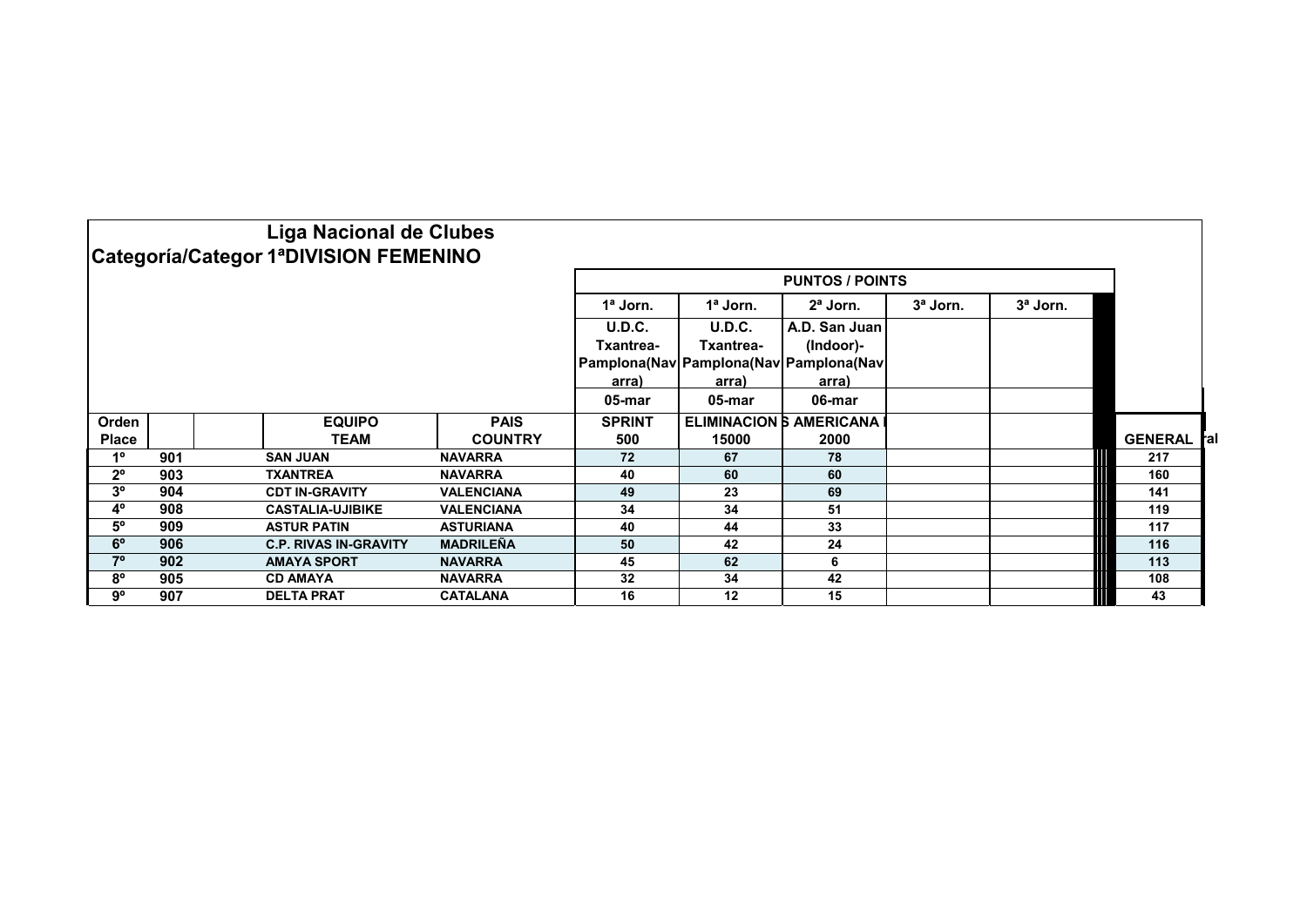**Liga Nacional de Clubes**

**Categoría/Categor 1ªDIVISION FEMENINO**

| | | | | | PUNTOS / POINTS | | | | | |
|---|---|---|---|---|---|---|---|---|---|---|
| | | | | | 1ª Jorn. | 1ª Jorn. | 2ª Jorn. | 3ª Jorn. | 3ª Jorn. | |
| | | | | | U.D.C. Txantrea-Pamplona(Navarra) | U.D.C. Txantrea-Pamplona(Navarra) | A.D. San Juan (Indoor)-Pamplona(Navarra) | | | |
| | | | | | 05-mar | 05-mar | 06-mar | | | |
| Orden Place | | | EQUIPO TEAM | PAIS COUNTRY | SPRINT 500 | ELIMINACION 15000 | S AMERICANA 2000 | | | GENERAL |
| 1º | 901 | | SAN JUAN | NAVARRA | 72 | 67 | 78 | | | 217 |
| 2º | 903 | | TXANTREA | NAVARRA | 40 | 60 | 60 | | | 160 |
| 3º | 904 | | CDT IN-GRAVITY | VALENCIANA | 49 | 23 | 69 | | | 141 |
| 4º | 908 | | CASTALIA-UJIBIKE | VALENCIANA | 34 | 34 | 51 | | | 119 |
| 5º | 909 | | ASTUR PATIN | ASTURIANA | 40 | 44 | 33 | | | 117 |
| 6º | 906 | | C.P. RIVAS IN-GRAVITY | MADRILEÑA | 50 | 42 | 24 | | | 116 |
| 7º | 902 | | AMAYA SPORT | NAVARRA | 45 | 62 | 6 | | | 113 |
| 8º | 905 | | CD AMAYA | NAVARRA | 32 | 34 | 42 | | | 108 |
| 9º | 907 | | DELTA PRAT | CATALANA | 16 | 12 | 15 | | | 43 |